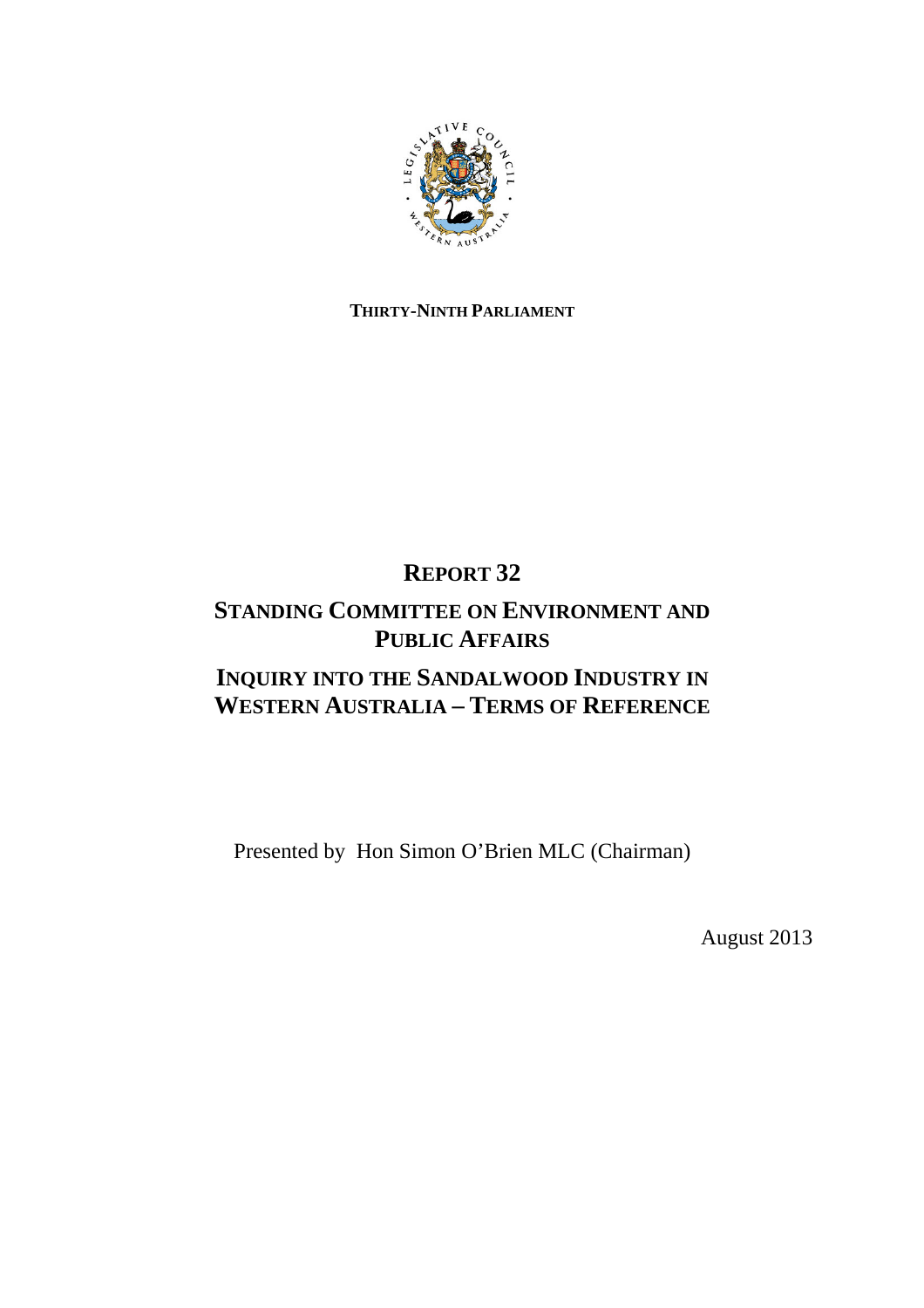**THIRTY-NINTH PARLIAMENT**

# REPORT 32

## STANDING COMMITTEE ON ENVIRONMENT AND PUBLIC AFFAIRS

## INQUIRY INTO THE SANDALWOOD INDUSTRY IN WESTERN AUSTRALIA – TERMS OF REFERENCE

Presented by Hon Simon O'Brien MLC (Chairman)

August 2013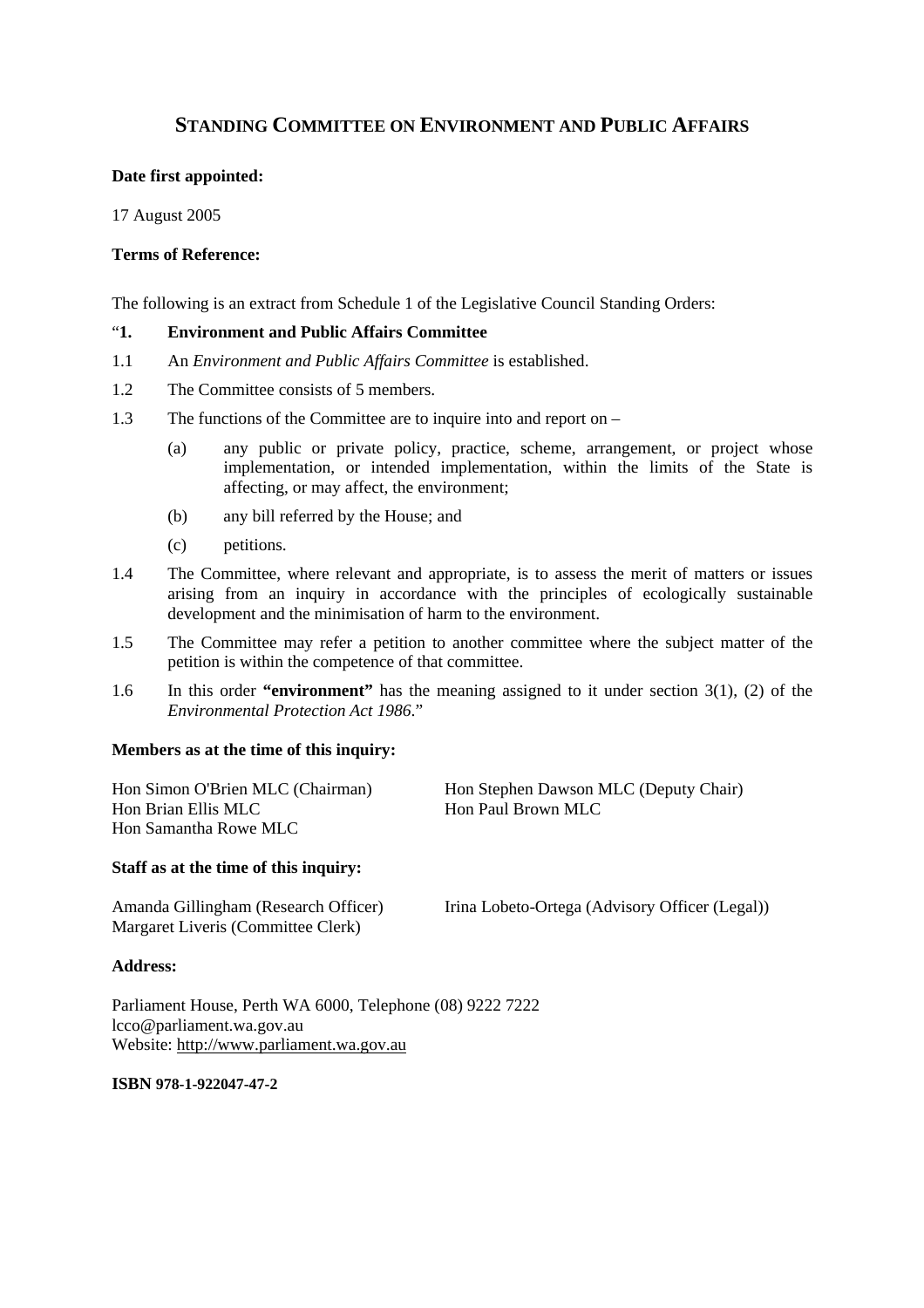# STANDING COMMITTEE ON ENVIRONMENT AND PUBLIC AFFAIRS

**Date first appointed:**

17 August 2005

**Terms of Reference:**

The following is an extract from Schedule 1 of the Legislative Council Standing Orders:

"**1. Environment and Public Affairs Committee**

1.1 An *Environment and Public Affairs Committee* is established.

1.2 The Committee consists of 5 members.

1.3 The functions of the Committee are to inquire into and report on –

(a) any public or private policy, practice, scheme, arrangement, or project whose implementation, or intended implementation, within the limits of the State is affecting, or may affect, the environment;

(b) any bill referred by the House; and

(c) petitions.

1.4 The Committee, where relevant and appropriate, is to assess the merit of matters or issues arising from an inquiry in accordance with the principles of ecologically sustainable development and the minimisation of harm to the environment.

1.5 The Committee may refer a petition to another committee where the subject matter of the petition is within the competence of that committee.

1.6 In this order **"environment"** has the meaning assigned to it under section 3(1), (2) of the *Environmental Protection Act 1986*."

**Members as at the time of this inquiry:**

Hon Simon O'Brien MLC (Chairman)
Hon Stephen Dawson MLC (Deputy Chair)
Hon Brian Ellis MLC
Hon Paul Brown MLC
Hon Samantha Rowe MLC

**Staff as at the time of this inquiry:**

Amanda Gillingham (Research Officer)
Irina Lobeto-Ortega (Advisory Officer (Legal))
Margaret Liveris (Committee Clerk)

**Address:**

Parliament House, Perth WA 6000, Telephone (08) 9222 7222
lcco@parliament.wa.gov.au
Website: http://www.parliament.wa.gov.au

**ISBN 978-1-922047-47-2**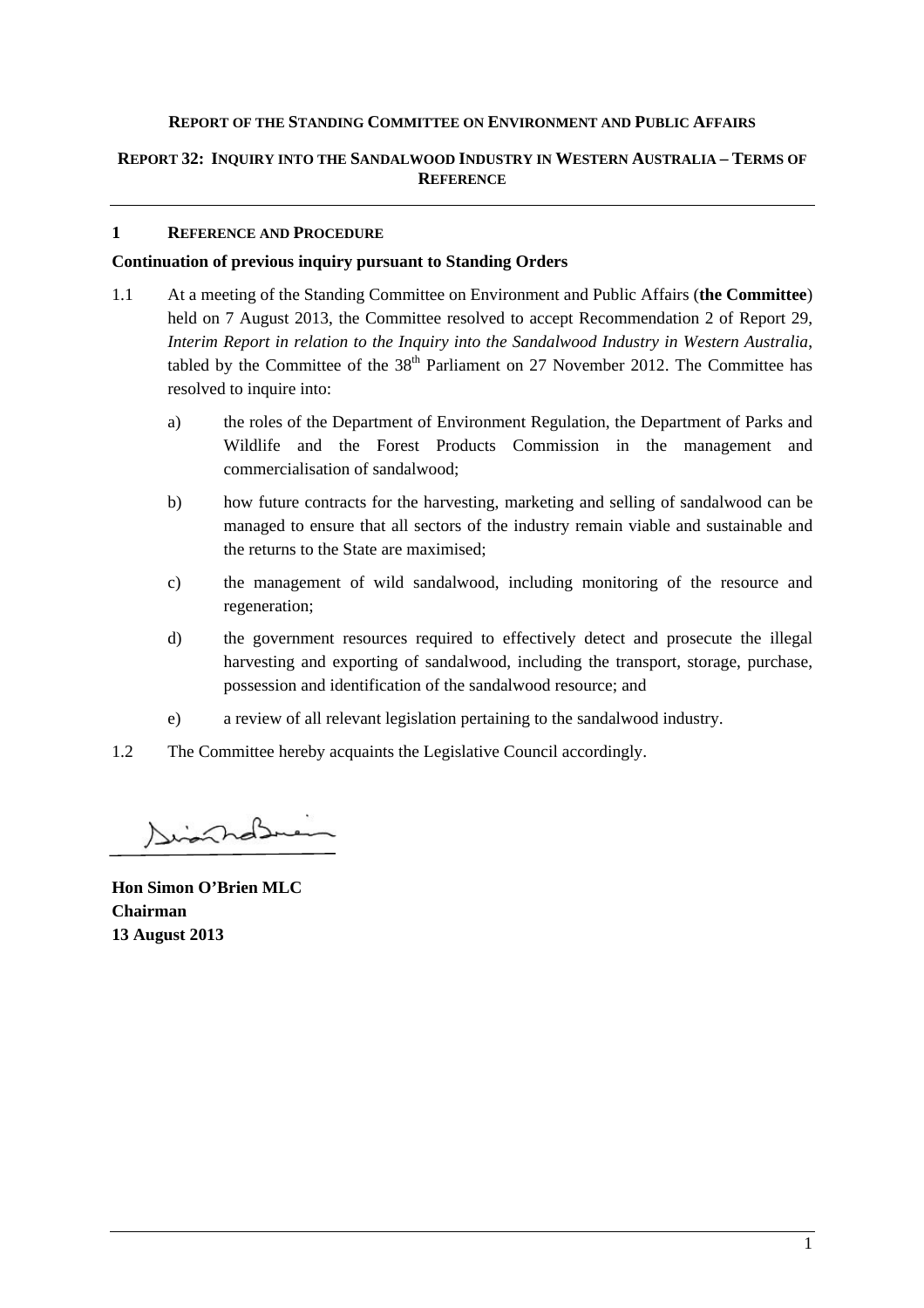**REPORT OF THE STANDING COMMITTEE ON ENVIRONMENT AND PUBLIC AFFAIRS**

**REPORT 32: INQUIRY INTO THE SANDALWOOD INDUSTRY IN WESTERN AUSTRALIA – TERMS OF REFERENCE**

## 1 REFERENCE AND PROCEDURE

**Continuation of previous inquiry pursuant to Standing Orders**

1.1 At a meeting of the Standing Committee on Environment and Public Affairs (**the Committee**) held on 7 August 2013, the Committee resolved to accept Recommendation 2 of Report 29, *Interim Report in relation to the Inquiry into the Sandalwood Industry in Western Australia*, tabled by the Committee of the 38th Parliament on 27 November 2012. The Committee has resolved to inquire into:

a) the roles of the Department of Environment Regulation, the Department of Parks and Wildlife and the Forest Products Commission in the management and commercialisation of sandalwood;

b) how future contracts for the harvesting, marketing and selling of sandalwood can be managed to ensure that all sectors of the industry remain viable and sustainable and the returns to the State are maximised;

c) the management of wild sandalwood, including monitoring of the resource and regeneration;

d) the government resources required to effectively detect and prosecute the illegal harvesting and exporting of sandalwood, including the transport, storage, purchase, possession and identification of the sandalwood resource; and

e) a review of all relevant legislation pertaining to the sandalwood industry.

1.2 The Committee hereby acquaints the Legislative Council accordingly.

**Hon Simon O'Brien MLC**
**Chairman**
**13 August 2013**